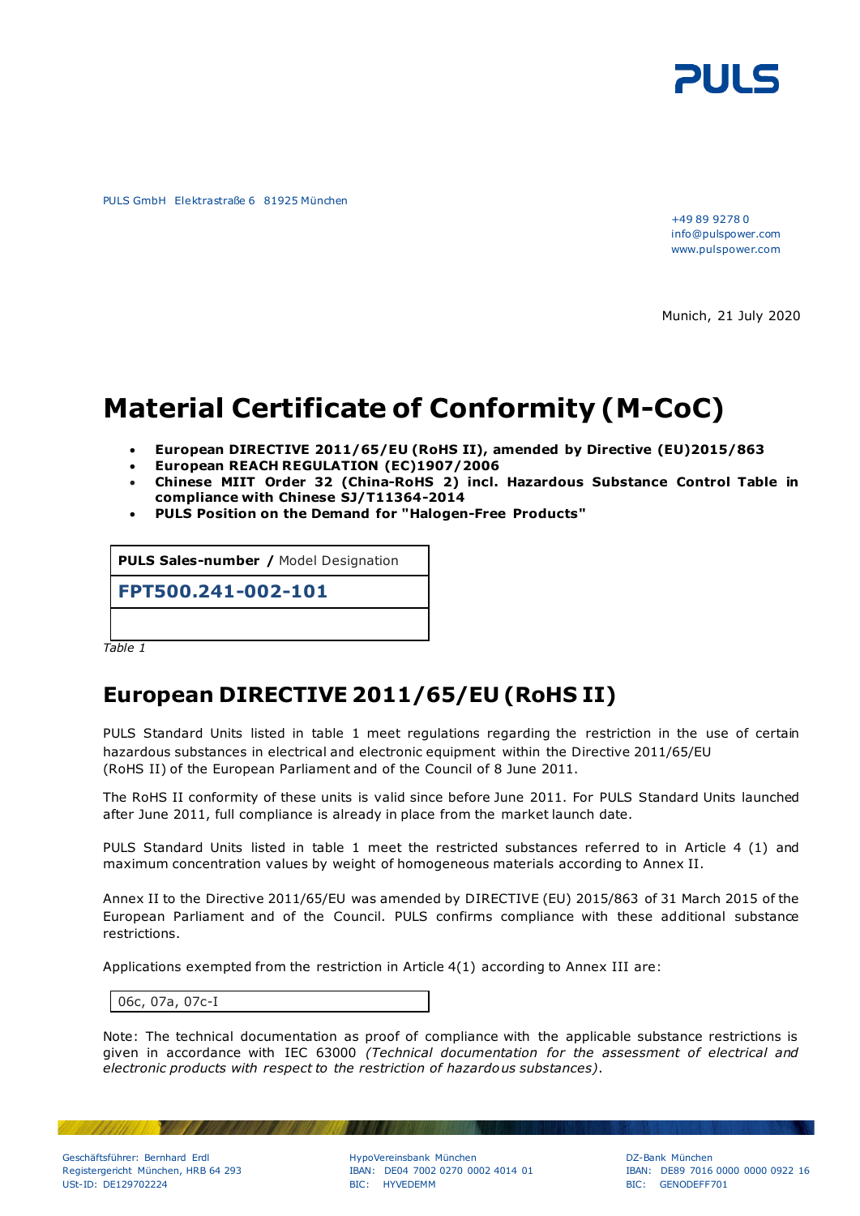PULS GmbH Elektrastraße 6 81925 München

+49 89 9278 0
info@pulspower.com
www.pulspower.com

Munich, 21 July 2020

# Material Certificate of Conformity (M-CoC)

- **European DIRECTIVE 2011/65/EU (RoHS II), amended by Directive (EU)2015/863**
- **European REACH REGULATION (EC)1907/2006**
- **Chinese MIIT Order 32 (China-RoHS 2) incl. Hazardous Substance Control Table in compliance with Chinese SJ/T11364-2014**
- **PULS Position on the Demand for "Halogen-Free Products"**

| **PULS Sales-number** / Model Designation |
|---|
| **FPT500.241-002-101** |
| |

*Table 1*

## European DIRECTIVE 2011/65/EU (RoHS II)

PULS Standard Units listed in table 1 meet regulations regarding the restriction in the use of certain hazardous substances in electrical and electronic equipment within the Directive 2011/65/EU (RoHS II) of the European Parliament and of the Council of 8 June 2011.

The RoHS II conformity of these units is valid since before June 2011. For PULS Standard Units launched after June 2011, full compliance is already in place from the market launch date.

PULS Standard Units listed in table 1 meet the restricted substances referred to in Article 4 (1) and maximum concentration values by weight of homogeneous materials according to Annex II.

Annex II to the Directive 2011/65/EU was amended by DIRECTIVE (EU) 2015/863 of 31 March 2015 of the European Parliament and of the Council. PULS confirms compliance with these additional substance restrictions.

Applications exempted from the restriction in Article 4(1) according to Annex III are:

| 06c, 07a, 07c-I |
|---|

Note: The technical documentation as proof of compliance with the applicable substance restrictions is given in accordance with IEC 63000 *(Technical documentation for the assessment of electrical and electronic products with respect to the restriction of hazardous substances)*.

Geschäftsführer: Bernhard Erdl
Registergericht München, HRB 64 293
USt-ID: DE129702224

HypoVereinsbank München
IBAN: DE04 7002 0270 0002 4014 01
BIC: HYVEDEMM

DZ-Bank München
IBAN: DE89 7016 0000 0000 0922 16
BIC: GENODEFF701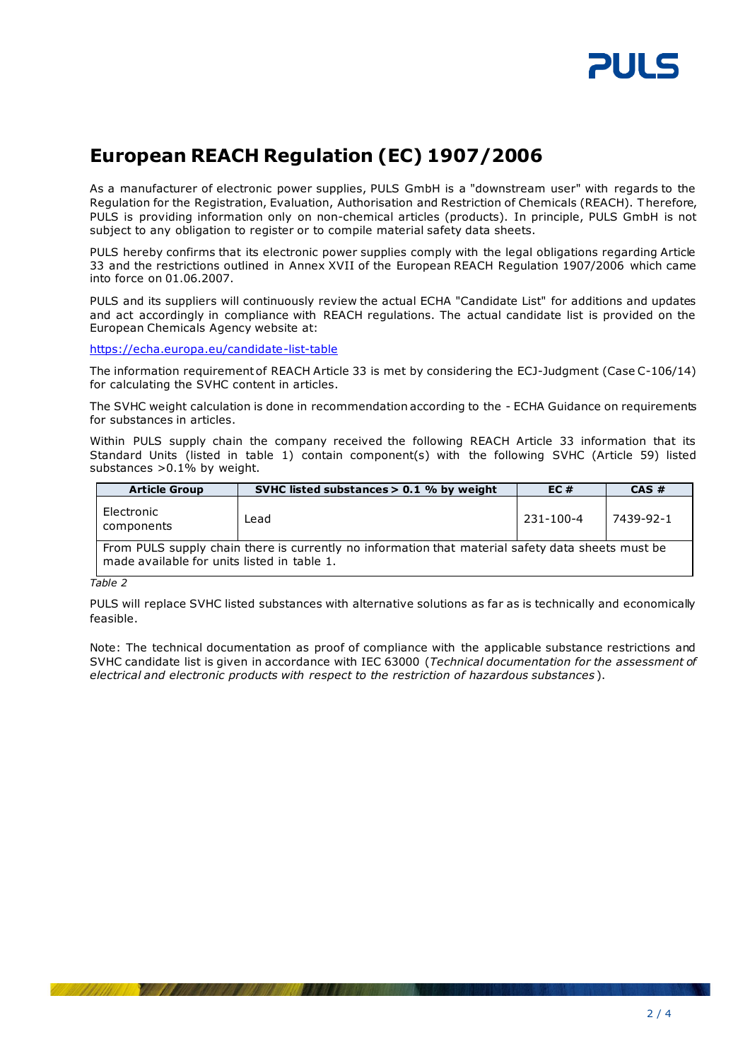# European REACH Regulation (EC) 1907/2006

As a manufacturer of electronic power supplies, PULS GmbH is a "downstream user" with regards to the Regulation for the Registration, Evaluation, Authorisation and Restriction of Chemicals (REACH). Therefore, PULS is providing information only on non-chemical articles (products). In principle, PULS GmbH is not subject to any obligation to register or to compile material safety data sheets.

PULS hereby confirms that its electronic power supplies comply with the legal obligations regarding Article 33 and the restrictions outlined in Annex XVII of the European REACH Regulation 1907/2006 which came into force on 01.06.2007.

PULS and its suppliers will continuously review the actual ECHA "Candidate List" for additions and updates and act accordingly in compliance with REACH regulations. The actual candidate list is provided on the European Chemicals Agency website at:

https://echa.europa.eu/candidate-list-table

The information requirement of REACH Article 33 is met by considering the ECJ-Judgment (Case C-106/14) for calculating the SVHC content in articles.

The SVHC weight calculation is done in recommendation according to the - ECHA Guidance on requirements for substances in articles.

Within PULS supply chain the company received the following REACH Article 33 information that its Standard Units (listed in table 1) contain component(s) with the following SVHC (Article 59) listed substances >0.1% by weight.

| Article Group | SVHC listed substances > 0.1 % by weight | EC # | CAS # |
|---|---|---|---|
| Electronic components | Lead | 231-100-4 | 7439-92-1 |
| From PULS supply chain there is currently no information that material safety data sheets must be made available for units listed in table 1. | | | |

*Table 2*

PULS will replace SVHC listed substances with alternative solutions as far as is technically and economically feasible.

Note: The technical documentation as proof of compliance with the applicable substance restrictions and SVHC candidate list is given in accordance with IEC 63000 (*Technical documentation for the assessment of electrical and electronic products with respect to the restriction of hazardous substances*).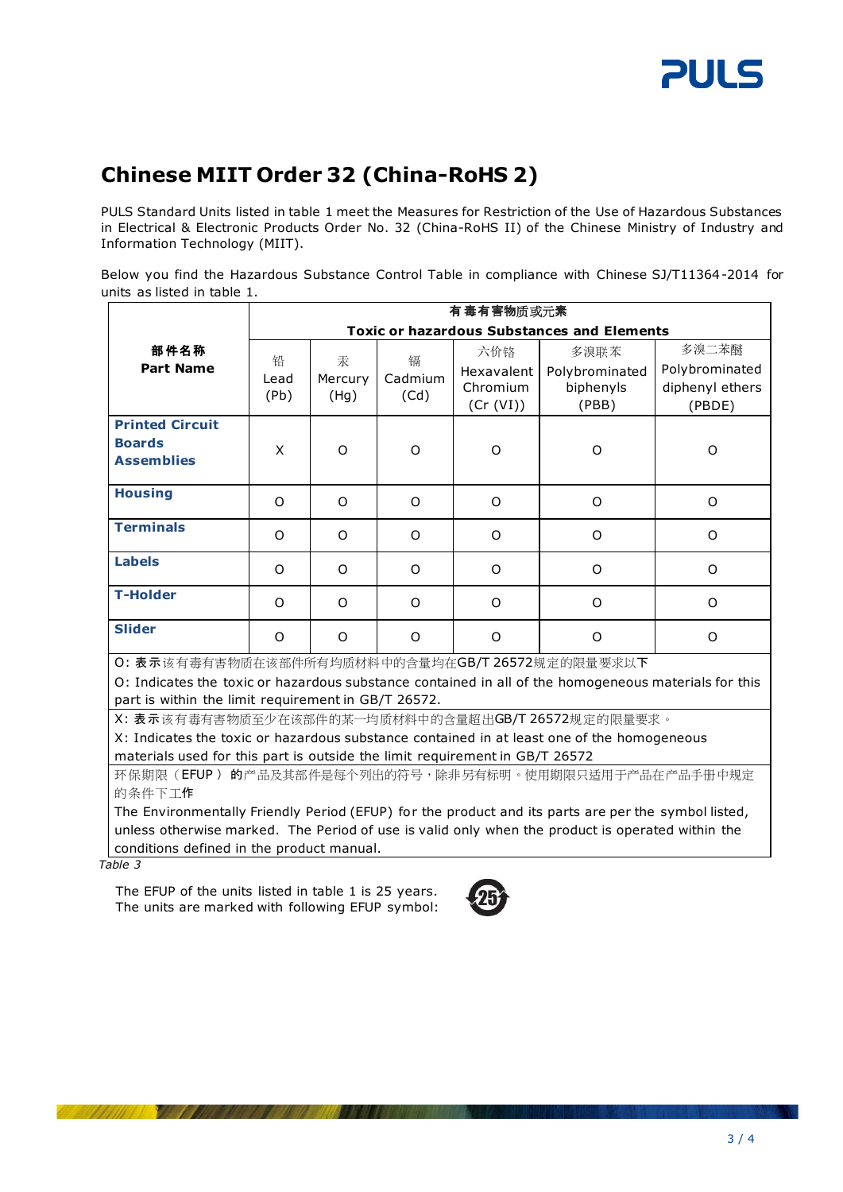# Chinese MIIT Order 32 (China-RoHS 2)

PULS Standard Units listed in table 1 meet the Measures for Restriction of the Use of Hazardous Substances in Electrical & Electronic Products Order No. 32 (China-RoHS II) of the Chinese Ministry of Industry and Information Technology (MIIT).

Below you find the Hazardous Substance Control Table in compliance with Chinese SJ/T11364-2014 for units as listed in table 1.

| 部件名称<br>**Part Name** | 有毒有害物质或元素<br>**Toxic or hazardous Substances and Elements** | | | | | |
|---|---|---|---|---|---|---|
| | 铅<br>Lead<br>(Pb) | 汞<br>Mercury<br>(Hg) | 镉<br>Cadmium<br>(Cd) | 六价铬<br>Hexavalent Chromium<br>(Cr (VI)) | 多溴联苯<br>Polybrominated biphenyls<br>(PBB) | 多溴二苯醚<br>Polybrominated diphenyl ethers<br>(PBDE) |
| **Printed Circuit Boards Assemblies** | X | O | O | O | O | O |
| **Housing** | O | O | O | O | O | O |
| **Terminals** | O | O | O | O | O | O |
| **Labels** | O | O | O | O | O | O |
| **T-Holder** | O | O | O | O | O | O |
| **Slider** | O | O | O | O | O | O |

O: 表示该有毒有害物质在该部件所有均质材料中的含量均在GB/T 26572规定的限量要求以下  
O: Indicates the toxic or hazardous substance contained in all of the homogeneous materials for this part is within the limit requirement in GB/T 26572.

X: 表示该有毒有害物质至少在该部件的某一均质材料中的含量超出GB/T 26572规定的限量要求。  
X: Indicates the toxic or hazardous substance contained in at least one of the homogeneous materials used for this part is outside the limit requirement in GB/T 26572

环保期限（EFUP）的产品及其部件是每个列出的符号，除非另有标明。使用期限只适用于产品在产品手册中规定的条件下工作  
The Environmentally Friendly Period (EFUP) for the product and its parts are per the symbol listed, unless otherwise marked. The Period of use is valid only when the product is operated within the conditions defined in the product manual.

*Table 3*

The EFUP of the units listed in table 1 is 25 years.  
The units are marked with following EFUP symbol: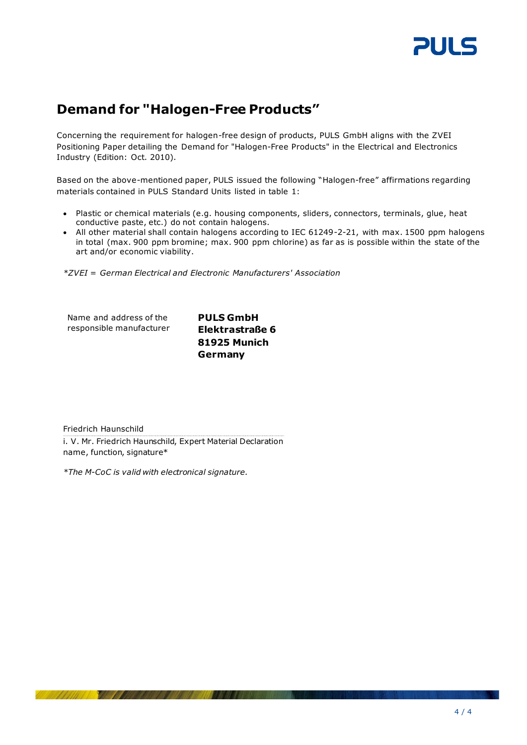# Demand for "Halogen-Free Products"

Concerning the requirement for halogen-free design of products, PULS GmbH aligns with the ZVEI Positioning Paper detailing the Demand for "Halogen-Free Products" in the Electrical and Electronics Industry (Edition: Oct. 2010).

Based on the above-mentioned paper, PULS issued the following "Halogen-free" affirmations regarding materials contained in PULS Standard Units listed in table 1:

- Plastic or chemical materials (e.g. housing components, sliders, connectors, terminals, glue, heat conductive paste, etc.) do not contain halogens.
- All other material shall contain halogens according to IEC 61249-2-21, with max. 1500 ppm halogens in total (max. 900 ppm bromine; max. 900 ppm chlorine) as far as is possible within the state of the art and/or economic viability.

*\*ZVEI = German Electrical and Electronic Manufacturers' Association*

| | |
|---|---|
| Name and address of the responsible manufacturer | **PULS GmbH**<br>**Elektrastraße 6**<br>**81925 Munich**<br>**Germany** |

Friedrich Haunschild

i. V. Mr. Friedrich Haunschild, Expert Material Declaration
name, function, signature*

*\*The M-CoC is valid with electronical signature.*